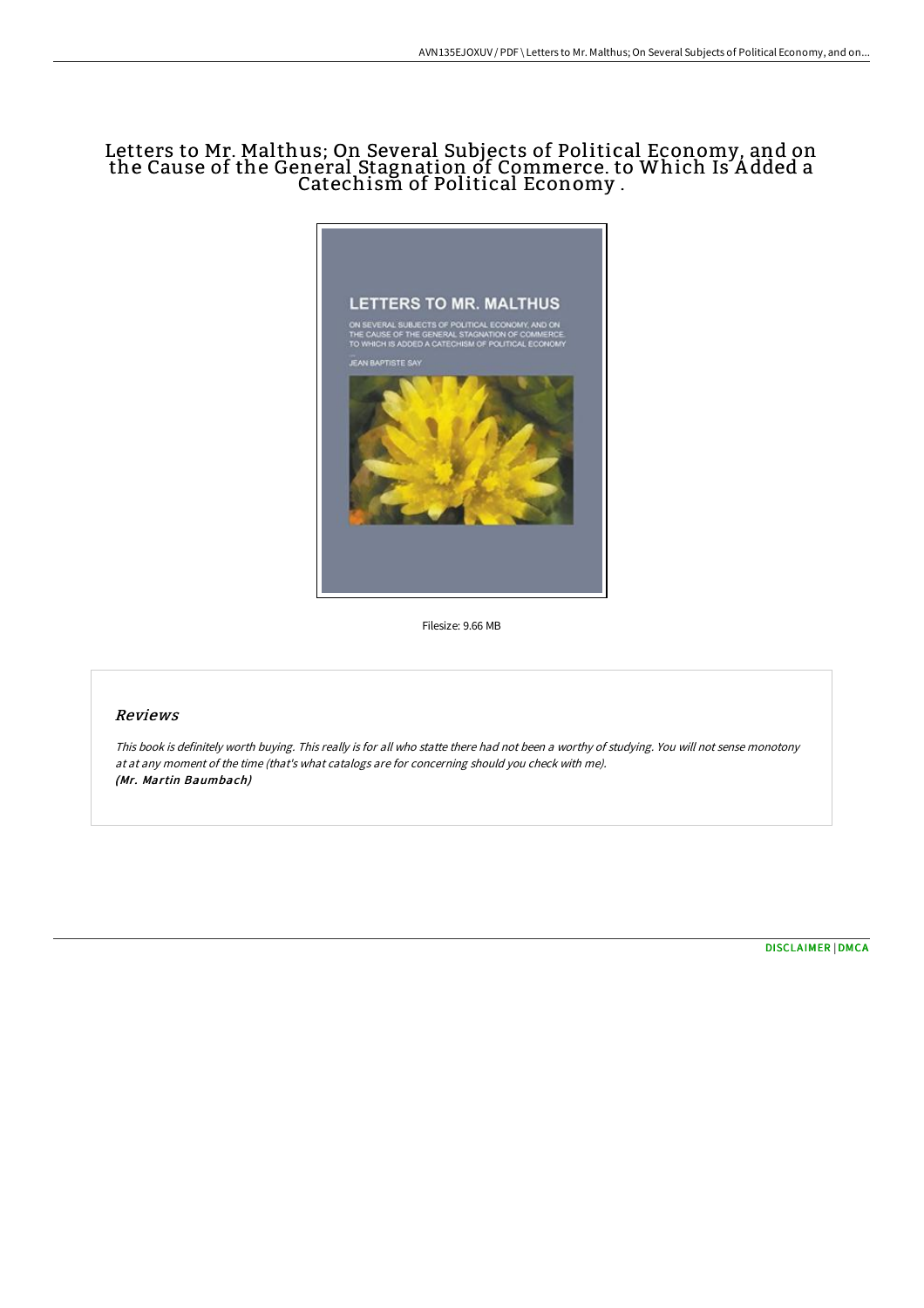# Letters to Mr. Malthus; On Several Subjects of Political Economy, and on the Cause of the General Stagnation of Commerce. to Which Is Added a Catechism of Political Economy .

Filesize: 9.66 MB

## *Reviews*

*This book is definitely worth buying. This really is for all who statte there had not been a worthy of studying. You will not sense monotony at at any moment of the time (that's what catalogs are for concerning should you check with me).*
*(Mr. Martin Baumbach)*

[DISCLAIMER](#) | [DMCA](#)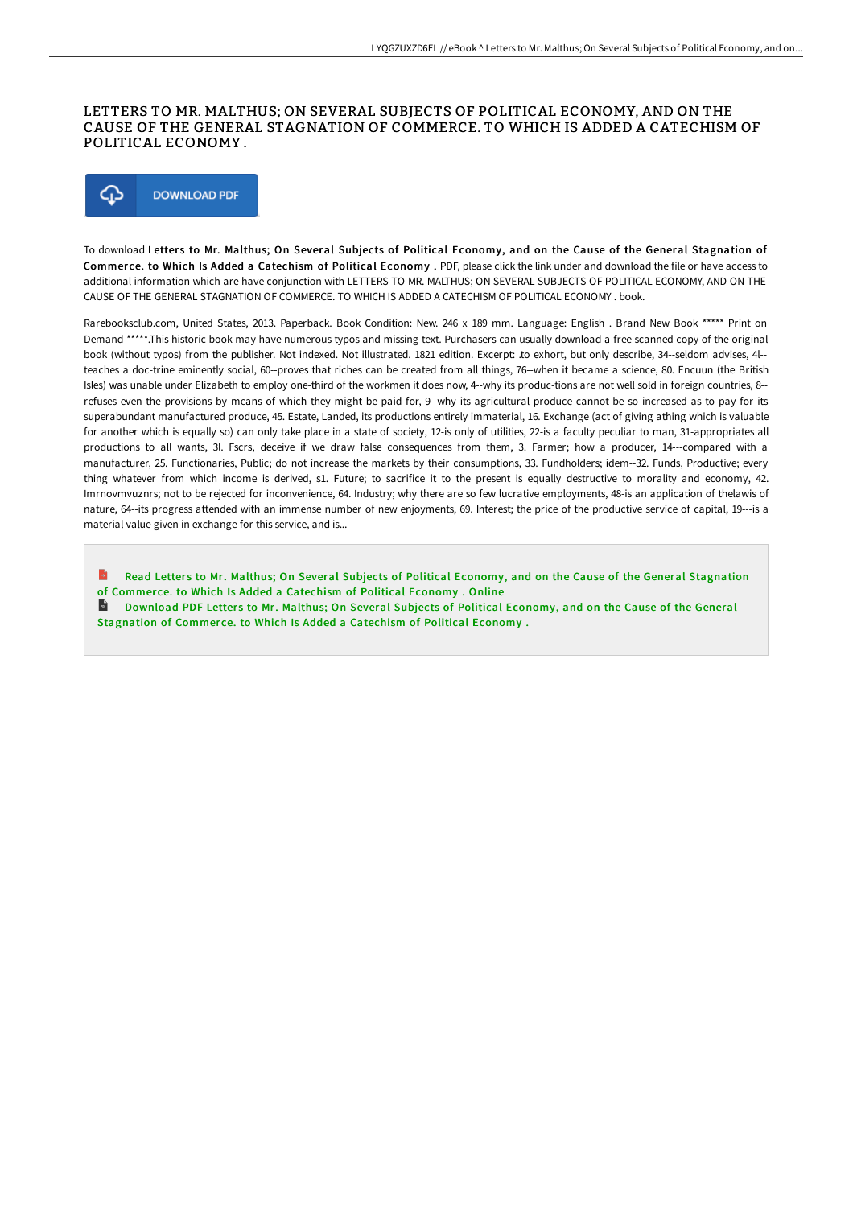# LETTERS TO MR. MALTHUS; ON SEVERAL SUBJECTS OF POLITICAL ECONOMY, AND ON THE CAUSE OF THE GENERAL STAGNATION OF COMMERCE. TO WHICH IS ADDED A CATECHISM OF POLITICAL ECONOMY .

DOWNLOAD PDF

To download **Letters to Mr. Malthus; On Several Subjects of Political Economy, and on the Cause of the General Stagnation of Commerce. to Which Is Added a Catechism of Political Economy .** PDF, please click the link under and download the file or have access to additional information which are have conjunction with LETTERS TO MR. MALTHUS; ON SEVERAL SUBJECTS OF POLITICAL ECONOMY, AND ON THE CAUSE OF THE GENERAL STAGNATION OF COMMERCE. TO WHICH IS ADDED A CATECHISM OF POLITICAL ECONOMY . book.

Rarebooksclub.com, United States, 2013. Paperback. Book Condition: New. 246 x 189 mm. Language: English . Brand New Book ***** Print on Demand *****.This historic book may have numerous typos and missing text. Purchasers can usually download a free scanned copy of the original book (without typos) from the publisher. Not indexed. Not illustrated. 1821 edition. Excerpt: .to exhort, but only describe, 34--seldom advises, 4l--teaches a doc-trine eminently social, 60--proves that riches can be created from all things, 76--when it became a science, 80. Encuun (the British Isles) was unable under Elizabeth to employ one-third of the workmen it does now, 4--why its produc-tions are not well sold in foreign countries, 8--refuses even the provisions by means of which they might be paid for, 9--why its agricultural produce cannot be so increased as to pay for its superabundant manufactured produce, 45. Estate, Landed, its productions entirely immaterial, 16. Exchange (act of giving athing which is valuable for another which is equally so) can only take place in a state of society, 12-is only of utilities, 22-is a faculty peculiar to man, 31-appropriates all productions to all wants, 3l. Fscrs, deceive if we draw false consequences from them, 3. Farmer; how a producer, 14---compared with a manufacturer, 25. Functionaries, Public; do not increase the markets by their consumptions, 33. Fundholders; idem--32. Funds, Productive; every thing whatever from which income is derived, s1. Future; to sacrifice it to the present is equally destructive to morality and economy, 42. Imrnovmvuznrs; not to be rejected for inconvenience, 64. Industry; why there are so few lucrative employments, 48-is an application of thelawis of nature, 64--its progress attended with an immense number of new enjoyments, 69. Interest; the price of the productive service of capital, 19---is a material value given in exchange for this service, and is...

Read Letters to Mr. Malthus; On Several Subjects of Political Economy, and on the Cause of the General Stagnation of Commerce. to Which Is Added a Catechism of Political Economy . Online

Download PDF Letters to Mr. Malthus; On Several Subjects of Political Economy, and on the Cause of the General Stagnation of Commerce. to Which Is Added a Catechism of Political Economy .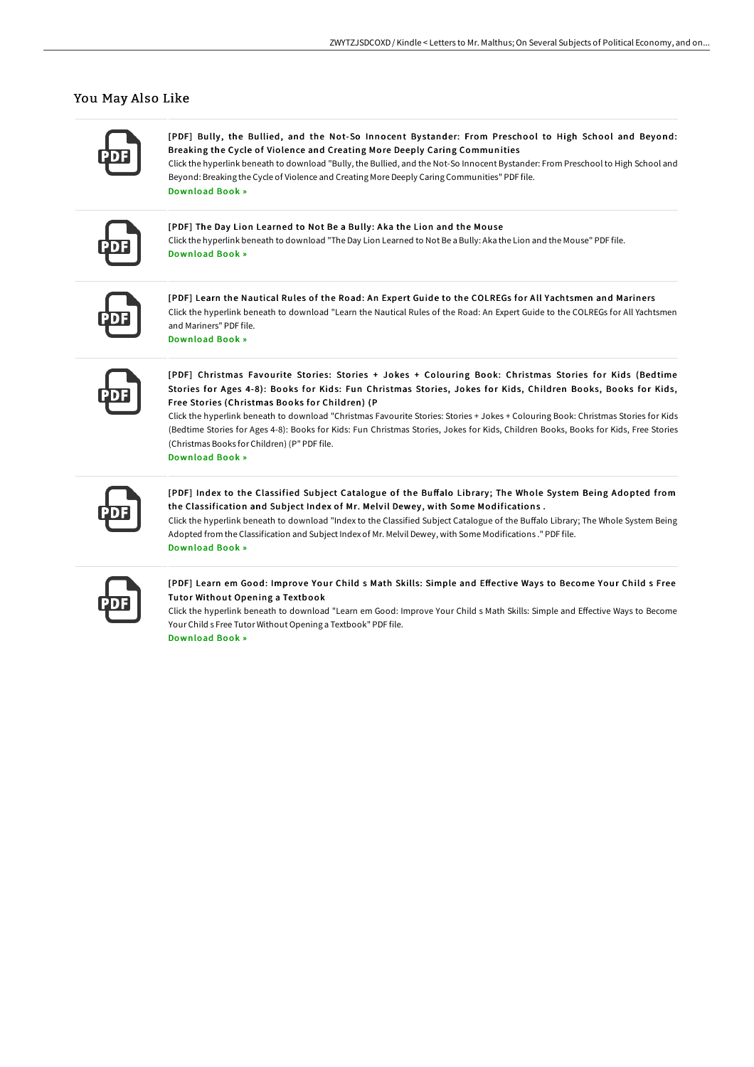## You May Also Like

[PDF] Bully, the Bullied, and the Not-So Innocent Bystander: From Preschool to High School and Beyond: Breaking the Cycle of Violence and Creating More Deeply Caring Communities

Click the hyperlink beneath to download "Bully, the Bullied, and the Not-So Innocent Bystander: From Preschool to High School and Beyond: Breaking the Cycle of Violence and Creating More Deeply Caring Communities" PDF file.

Download Book »

[PDF] The Day Lion Learned to Not Be a Bully: Aka the Lion and the Mouse

Click the hyperlink beneath to download "The Day Lion Learned to Not Be a Bully: Aka the Lion and the Mouse" PDF file.

Download Book »

[PDF] Learn the Nautical Rules of the Road: An Expert Guide to the COLREGs for All Yachtsmen and Mariners

Click the hyperlink beneath to download "Learn the Nautical Rules of the Road: An Expert Guide to the COLREGs for All Yachtsmen and Mariners" PDF file.

Download Book »

[PDF] Christmas Favourite Stories: Stories + Jokes + Colouring Book: Christmas Stories for Kids (Bedtime Stories for Ages 4-8): Books for Kids: Fun Christmas Stories, Jokes for Kids, Children Books, Books for Kids, Free Stories (Christmas Books for Children) (P

Click the hyperlink beneath to download "Christmas Favourite Stories: Stories + Jokes + Colouring Book: Christmas Stories for Kids (Bedtime Stories for Ages 4-8): Books for Kids: Fun Christmas Stories, Jokes for Kids, Children Books, Books for Kids, Free Stories (Christmas Books for Children) (P" PDF file.

Download Book »

[PDF] Index to the Classified Subject Catalogue of the Buffalo Library; The Whole System Being Adopted from the Classification and Subject Index of Mr. Melvil Dewey, with Some Modifications .

Click the hyperlink beneath to download "Index to the Classified Subject Catalogue of the Buffalo Library; The Whole System Being Adopted from the Classification and Subject Index of Mr. Melvil Dewey, with Some Modifications ." PDF file.

Download Book »

[PDF] Learn em Good: Improve Your Child s Math Skills: Simple and Effective Ways to Become Your Child s Free Tutor Without Opening a Textbook

Click the hyperlink beneath to download "Learn em Good: Improve Your Child s Math Skills: Simple and Effective Ways to Become Your Child s Free Tutor Without Opening a Textbook" PDF file.

Download Book »